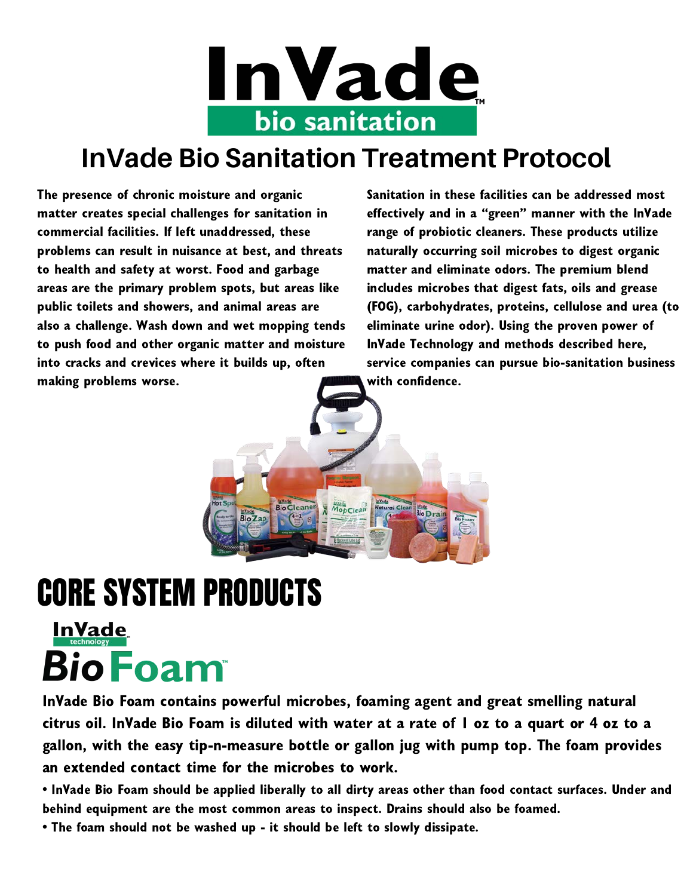# InVade bio sanitation

## InVade Bio Sanitation Treatment Protocol

**The presence of chronic moisture and organic matter creates special challenges for sanitation in commercial facilities. If left unaddressed, these problems can result in nuisance at best, and threats to health and safety at worst. Food and garbage areas are the primary problem spots, but areas like public toilets and showers, and animal areas are also a challenge. Wash down and wet mopping tends to push food and other organic matter and moisture into cracks and crevices where it builds up, often making problems worse.**

**Sanitation in these facilities can be addressed most effectively and in a "green" manner with the InVade range of probiotic cleaners. These products utilize naturally occurring soil microbes to digest organic matter and eliminate odors. The premium blend includes microbes that digest fats, oils and grease (FOG), carbohydrates, proteins, cellulose and urea (to eliminate urine odor). Using the proven power of InVade Technology and methods described here, service companies can pursue bio-sanitation business with confidence.**

# CORE SYSTEM PRODUCTS

### InVade technology Bio Foam

**InVade Bio Foam contains powerful microbes, foaming agent and great smelling natural citrus oil. InVade Bio Foam is diluted with water at a rate of 1 oz to a quart or 4 oz to a gallon, with the easy tip-n-measure bottle or gallon jug with pump top. The foam provides an extended contact time for the microbes to work.**

- **InVade Bio Foam should be applied liberally to all dirty areas other than food contact surfaces. Under and behind equipment are the most common areas to inspect. Drains should also be foamed.**
- **The foam should not be washed up - it should be left to slowly dissipate.**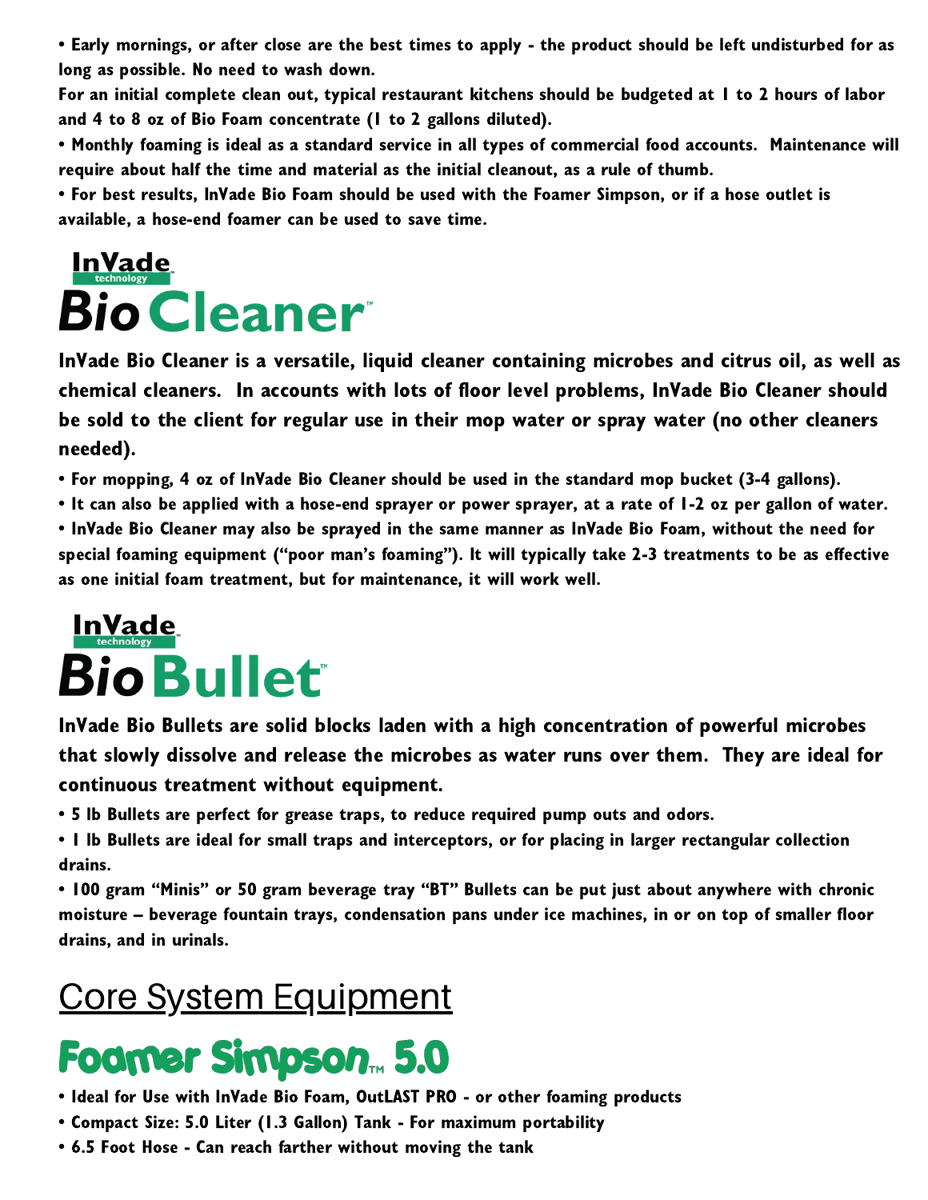- **Early mornings, or after close are the best times to apply - the product should be left undisturbed for as long as possible. No need to wash down.**

**For an initial complete clean out, typical restaurant kitchens should be budgeted at 1 to 2 hours of labor and 4 to 8 oz of Bio Foam concentrate (1 to 2 gallons diluted).**

- **Monthly foaming is ideal as a standard service in all types of commercial food accounts. Maintenance will require about half the time and material as the initial cleanout, as a rule of thumb.**
- **For best results, InVade Bio Foam should be used with the Foamer Simpson, or if a hose outlet is available, a hose-end foamer can be used to save time.**

## InVade technology Bio Cleaner™

**InVade Bio Cleaner is a versatile, liquid cleaner containing microbes and citrus oil, as well as chemical cleaners. In accounts with lots of floor level problems, InVade Bio Cleaner should be sold to the client for regular use in their mop water or spray water (no other cleaners needed).**

- **For mopping, 4 oz of InVade Bio Cleaner should be used in the standard mop bucket (3-4 gallons).**
- **It can also be applied with a hose-end sprayer or power sprayer, at a rate of 1-2 oz per gallon of water.**
- **InVade Bio Cleaner may also be sprayed in the same manner as InVade Bio Foam, without the need for special foaming equipment ("poor man's foaming"). It will typically take 2-3 treatments to be as effective as one initial foam treatment, but for maintenance, it will work well.**

## InVade technology Bio Bullet™

**InVade Bio Bullets are solid blocks laden with a high concentration of powerful microbes that slowly dissolve and release the microbes as water runs over them. They are ideal for continuous treatment without equipment.**

- **5 lb Bullets are perfect for grease traps, to reduce required pump outs and odors.**
- **1 lb Bullets are ideal for small traps and interceptors, or for placing in larger rectangular collection drains.**
- **100 gram "Minis" or 50 gram beverage tray "BT" Bullets can be put just about anywhere with chronic moisture – beverage fountain trays, condensation pans under ice machines, in or on top of smaller floor drains, and in urinals.**

# Core System Equipment

## Foamer Simpson™ 5.0

- **Ideal for Use with InVade Bio Foam, OutLAST PRO - or other foaming products**
- **Compact Size: 5.0 Liter (1.3 Gallon) Tank - For maximum portability**
- **6.5 Foot Hose - Can reach farther without moving the tank**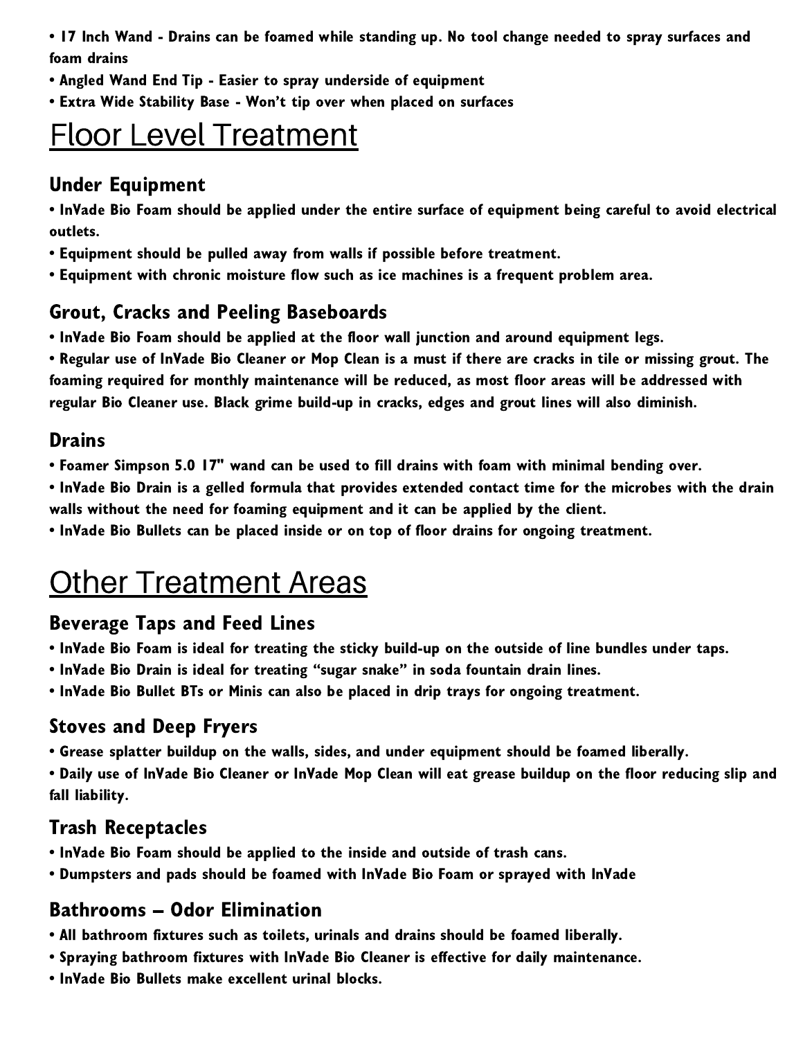- **17 Inch Wand - Drains can be foamed while standing up. No tool change needed to spray surfaces and foam drains**
- **Angled Wand End Tip - Easier to spray underside of equipment**
- **Extra Wide Stability Base - Won't tip over when placed on surfaces**

# Floor Level Treatment

### Under Equipment

- **InVade Bio Foam should be applied under the entire surface of equipment being careful to avoid electrical outlets.**
- **Equipment should be pulled away from walls if possible before treatment.**
- **Equipment with chronic moisture flow such as ice machines is a frequent problem area.**

### Grout, Cracks and Peeling Baseboards

- **InVade Bio Foam should be applied at the floor wall junction and around equipment legs.**
- **Regular use of InVade Bio Cleaner or Mop Clean is a must if there are cracks in tile or missing grout. The foaming required for monthly maintenance will be reduced, as most floor areas will be addressed with regular Bio Cleaner use. Black grime build-up in cracks, edges and grout lines will also diminish.**

### Drains

- **Foamer Simpson 5.0 17" wand can be used to fill drains with foam with minimal bending over.**
- **InVade Bio Drain is a gelled formula that provides extended contact time for the microbes with the drain walls without the need for foaming equipment and it can be applied by the client.**
- **InVade Bio Bullets can be placed inside or on top of floor drains for ongoing treatment.**

# Other Treatment Areas

### Beverage Taps and Feed Lines

- **InVade Bio Foam is ideal for treating the sticky build-up on the outside of line bundles under taps.**
- **InVade Bio Drain is ideal for treating "sugar snake" in soda fountain drain lines.**
- **InVade Bio Bullet BTs or Minis can also be placed in drip trays for ongoing treatment.**

### Stoves and Deep Fryers

- **Grease splatter buildup on the walls, sides, and under equipment should be foamed liberally.**
- **Daily use of InVade Bio Cleaner or InVade Mop Clean will eat grease buildup on the floor reducing slip and fall liability.**

### Trash Receptacles

- **InVade Bio Foam should be applied to the inside and outside of trash cans.**
- **Dumpsters and pads should be foamed with InVade Bio Foam or sprayed with InVade**

### Bathrooms – Odor Elimination

- **All bathroom fixtures such as toilets, urinals and drains should be foamed liberally.**
- **Spraying bathroom fixtures with InVade Bio Cleaner is effective for daily maintenance.**
- **InVade Bio Bullets make excellent urinal blocks.**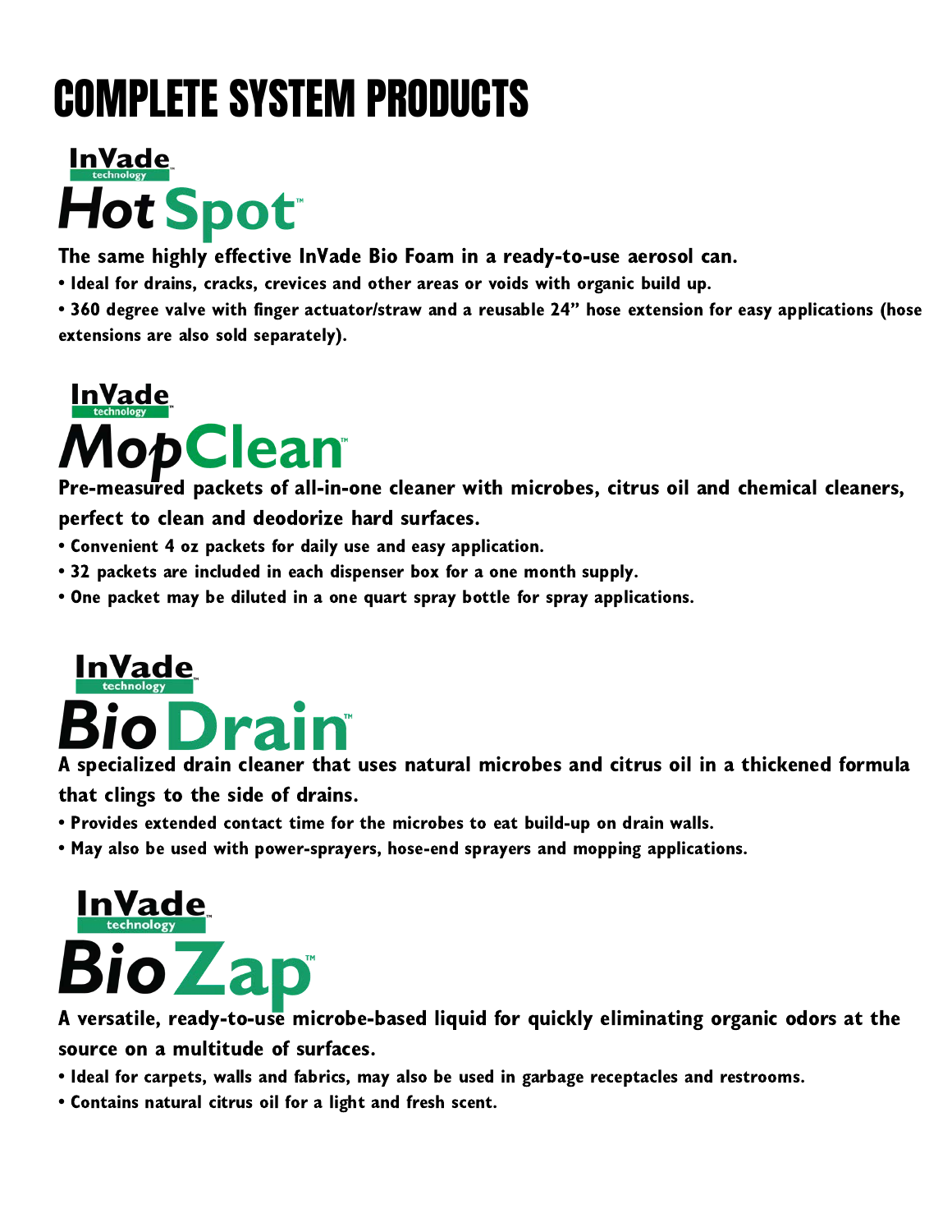# COMPLETE SYSTEM PRODUCTS

## InVade technology™ Hot Spot™

**The same highly effective InVade Bio Foam in a ready-to-use aerosol can.**

- Ideal for drains, cracks, crevices and other areas or voids with organic build up.
- 360 degree valve with finger actuator/straw and a reusable 24" hose extension for easy applications (hose extensions are also sold separately).

## InVade technology™ MopClean™

**Pre-measured packets of all-in-one cleaner with microbes, citrus oil and chemical cleaners, perfect to clean and deodorize hard surfaces.**

- Convenient 4 oz packets for daily use and easy application.
- 32 packets are included in each dispenser box for a one month supply.
- One packet may be diluted in a one quart spray bottle for spray applications.

## InVade technology™ BioDrain™

**A specialized drain cleaner that uses natural microbes and citrus oil in a thickened formula that clings to the side of drains.**

- Provides extended contact time for the microbes to eat build-up on drain walls.
- May also be used with power-sprayers, hose-end sprayers and mopping applications.

## InVade technology™ BioZap™

**A versatile, ready-to-use microbe-based liquid for quickly eliminating organic odors at the source on a multitude of surfaces.**

- Ideal for carpets, walls and fabrics, may also be used in garbage receptacles and restrooms.
- Contains natural citrus oil for a light and fresh scent.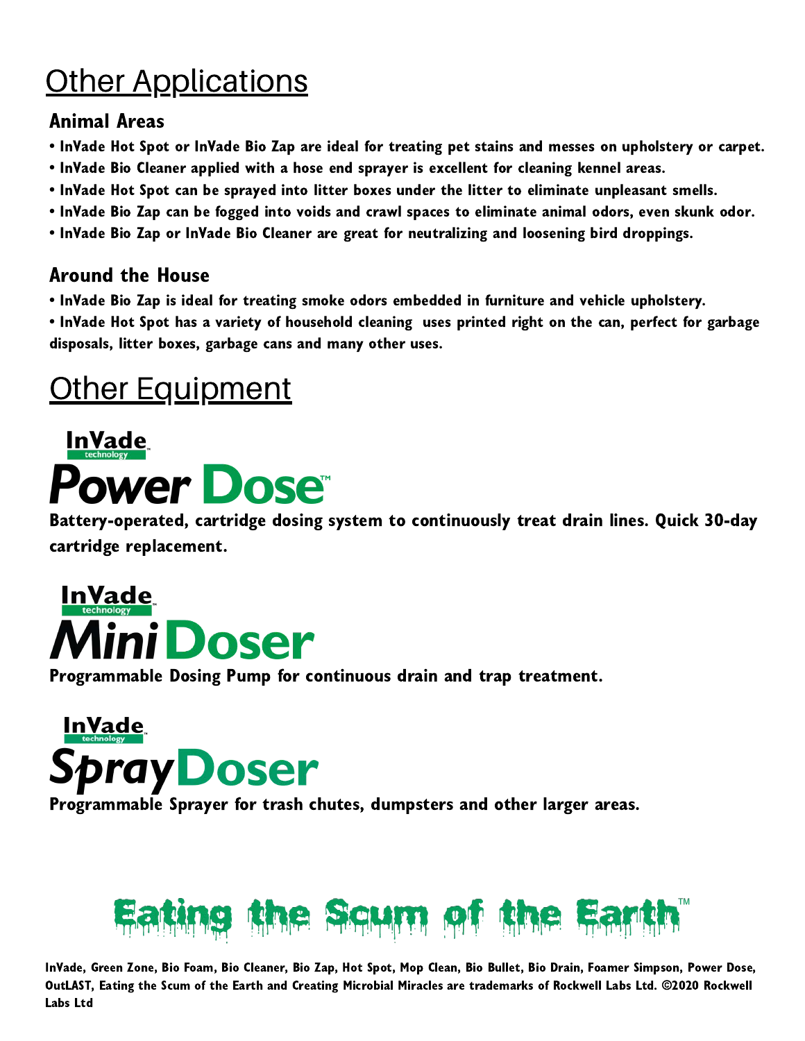# Other Applications

### Animal Areas

- **InVade Hot Spot or InVade Bio Zap are ideal for treating pet stains and messes on upholstery or carpet.**
- **InVade Bio Cleaner applied with a hose end sprayer is excellent for cleaning kennel areas.**
- **InVade Hot Spot can be sprayed into litter boxes under the litter to eliminate unpleasant smells.**
- **InVade Bio Zap can be fogged into voids and crawl spaces to eliminate animal odors, even skunk odor.**
- **InVade Bio Zap or InVade Bio Cleaner are great for neutralizing and loosening bird droppings.**

### Around the House

- **InVade Bio Zap is ideal for treating smoke odors embedded in furniture and vehicle upholstery.**
- **InVade Hot Spot has a variety of household cleaning uses printed right on the can, perfect for garbage disposals, litter boxes, garbage cans and many other uses.**

# Other Equipment

## InVade technology Power Dose™

**Battery-operated, cartridge dosing system to continuously treat drain lines. Quick 30-day cartridge replacement.**

## InVade technology Mini Doser

**Programmable Dosing Pump for continuous drain and trap treatment.**

## InVade technology Spray Doser

**Programmable Sprayer for trash chutes, dumpsters and other larger areas.**

## Eating the Scum of the Earth™

**InVade, Green Zone, Bio Foam, Bio Cleaner, Bio Zap, Hot Spot, Mop Clean, Bio Bullet, Bio Drain, Foamer Simpson, Power Dose, OutLAST, Eating the Scum of the Earth and Creating Microbial Miracles are trademarks of Rockwell Labs Ltd. ©2020 Rockwell Labs Ltd**